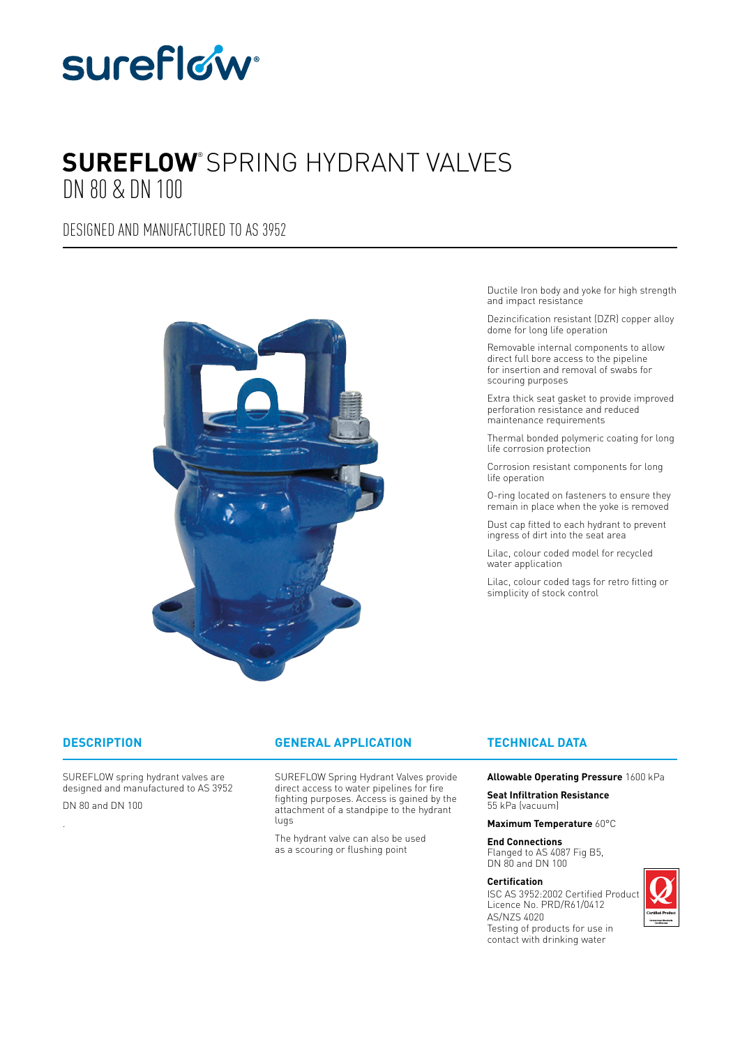sureflow®

# SUREFLOW® SPRING HYDRANT VALVES

DN 80 & DN 100

DESIGNED AND MANUFACTURED TO AS 3952

Ductile Iron body and yoke for high strength and impact resistance

Dezincification resistant (DZR) copper alloy dome for long life operation

Removable internal components to allow direct full bore access to the pipeline for insertion and removal of swabs for scouring purposes

Extra thick seat gasket to provide improved perforation resistance and reduced maintenance requirements

Thermal bonded polymeric coating for long life corrosion protection

Corrosion resistant components for long life operation

O-ring located on fasteners to ensure they remain in place when the yoke is removed

Dust cap fitted to each hydrant to prevent ingress of dirt into the seat area

Lilac, colour coded model for recycled water application

Lilac, colour coded tags for retro fitting or simplicity of stock control

## DESCRIPTION

SUREFLOW spring hydrant valves are designed and manufactured to AS 3952

DN 80 and DN 100

## GENERAL APPLICATION

SUREFLOW Spring Hydrant Valves provide direct access to water pipelines for fire fighting purposes. Access is gained by the attachment of a standpipe to the hydrant lugs

The hydrant valve can also be used as a scouring or flushing point

## TECHNICAL DATA

**Allowable Operating Pressure** 1600 kPa

**Seat Infiltration Resistance**
55 kPa (vacuum)

**Maximum Temperature** 60°C

**End Connections**
Flanged to AS 4087 Fig B5,
DN 80 and DN 100

**Certification**
ISC AS 3952:2002 Certified Product
Licence No. PRD/R61/0412
AS/NZS 4020
Testing of products for use in contact with drinking water

Certified Product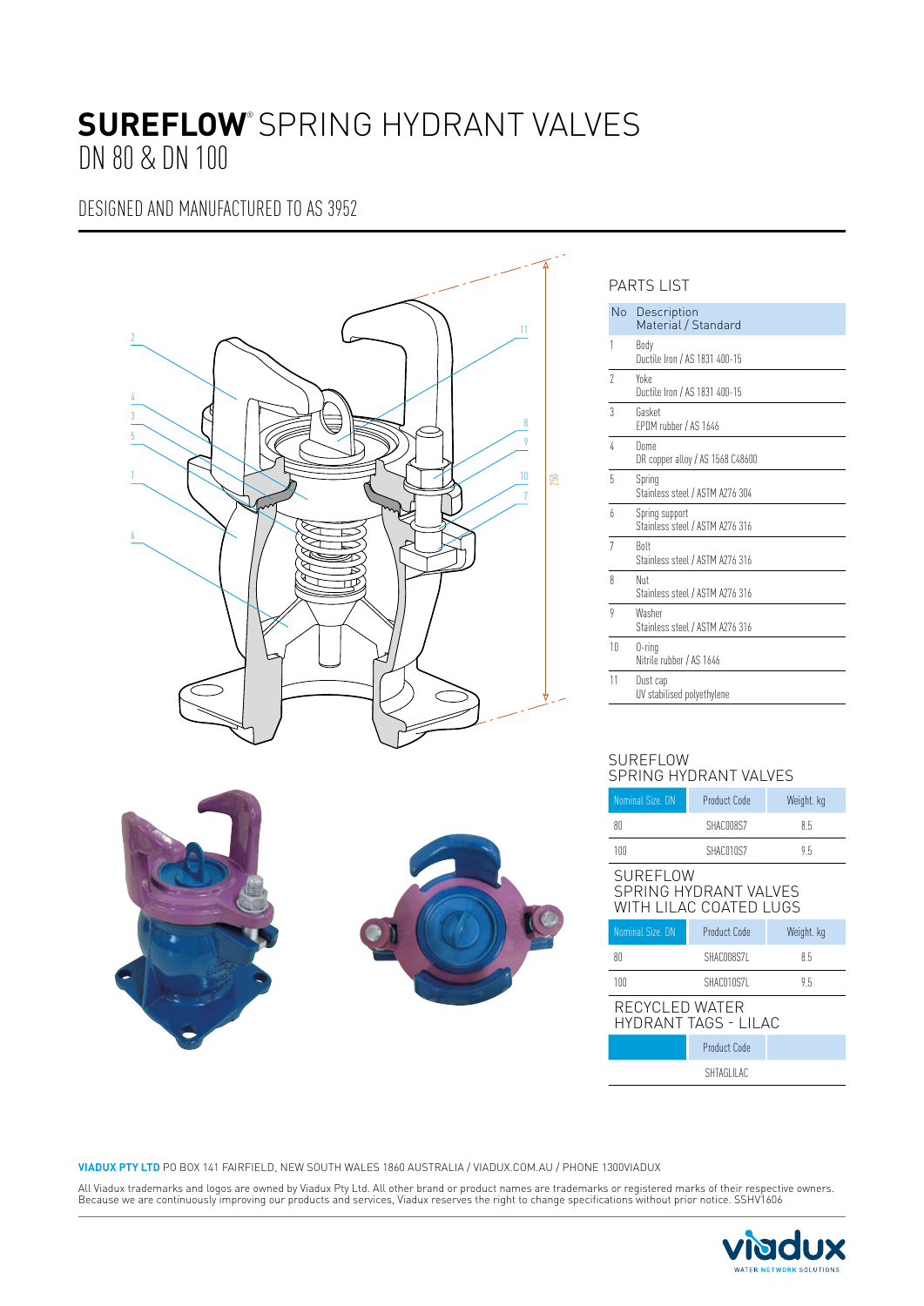# **SUREFLOW**® SPRING HYDRANT VALVES
DN 80 & DN 100

## DESIGNED AND MANUFACTURED TO AS 3952

2
4
3
5
1
6
11
8
9
10
7
250

## PARTS LIST

| No | Description<br>Material / Standard |
|---|---|
| 1 | Body<br>Ductile Iron / AS 1831 400-15 |
| 2 | Yoke<br>Ductile Iron / AS 1831 400-15 |
| 3 | Gasket<br>EPDM rubber / AS 1646 |
| 4 | Dome<br>DR copper alloy / AS 1568 C48600 |
| 5 | Spring<br>Stainless steel / ASTM A276 304 |
| 6 | Spring support<br>Stainless steel / ASTM A276 316 |
| 7 | Bolt<br>Stainless steel / ASTM A276 316 |
| 8 | Nut<br>Stainless steel / ASTM A276 316 |
| 9 | Washer<br>Stainless steel / ASTM A276 316 |
| 10 | O-ring<br>Nitrile rubber / AS 1646 |
| 11 | Dust cap<br>UV stabilised polyethylene |

## SUREFLOW SPRING HYDRANT VALVES

| Nominal Size. DN | Product Code | Weight. kg |
|---|---|---|
| 80 | SHAC008S7 | 8.5 |
| 100 | SHAC010S7 | 9.5 |

## SUREFLOW SPRING HYDRANT VALVES WITH LILAC COATED LUGS

| Nominal Size. DN | Product Code | Weight. kg |
|---|---|---|
| 80 | SHAC008S7L | 8.5 |
| 100 | SHAC010S7L | 9.5 |

## RECYCLED WATER HYDRANT TAGS - LILAC

| | Product Code | |
|---|---|---|
| | SHTAGLILAC | |

**VIADUX PTY LTD** PO BOX 141 FAIRFIELD, NEW SOUTH WALES 1860 AUSTRALIA / VIADUX.COM.AU / PHONE 1300VIADUX

All Viadux trademarks and logos are owned by Viadux Pty Ltd. All other brand or product names are trademarks or registered marks of their respective owners. Because we are continuously improving our products and services, Viadux reserves the right to change specifications without prior notice. SSHV1606

viadux
WATER NETWORK SOLUTIONS